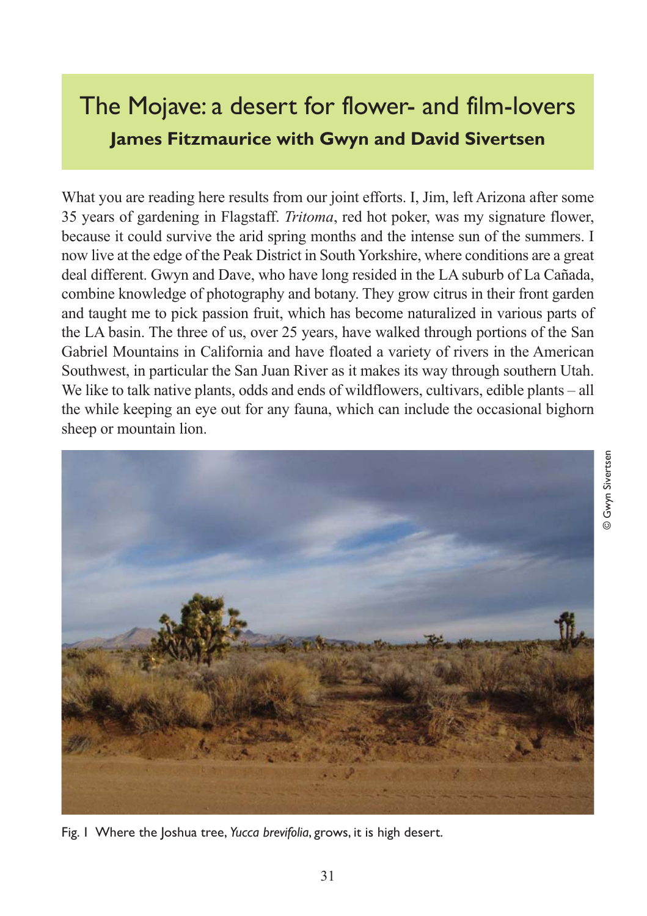# The Mojave: a desert for flower- and film-lovers

**James Fitzmaurice with Gwyn and David Sivertsen**

What you are reading here results from our joint efforts. I, Jim, left Arizona after some 35 years of gardening in Flagstaff. *Tritoma*, red hot poker, was my signature flower, because it could survive the arid spring months and the intense sun of the summers. I now live at the edge of the Peak District in South Yorkshire, where conditions are a great deal different. Gwyn and Dave, who have long resided in the LA suburb of La Cañada, combine knowledge of photography and botany. They grow citrus in their front garden and taught me to pick passion fruit, which has become naturalized in various parts of the LA basin. The three of us, over 25 years, have walked through portions of the San Gabriel Mountains in California and have floated a variety of rivers in the American Southwest, in particular the San Juan River as it makes its way through southern Utah. We like to talk native plants, odds and ends of wildflowers, cultivars, edible plants – all the while keeping an eye out for any fauna, which can include the occasional bighorn sheep or mountain lion.

© Gwyn Sivertsen

Fig. 1 Where the Joshua tree, *Yucca brevifolia*, grows, it is high desert.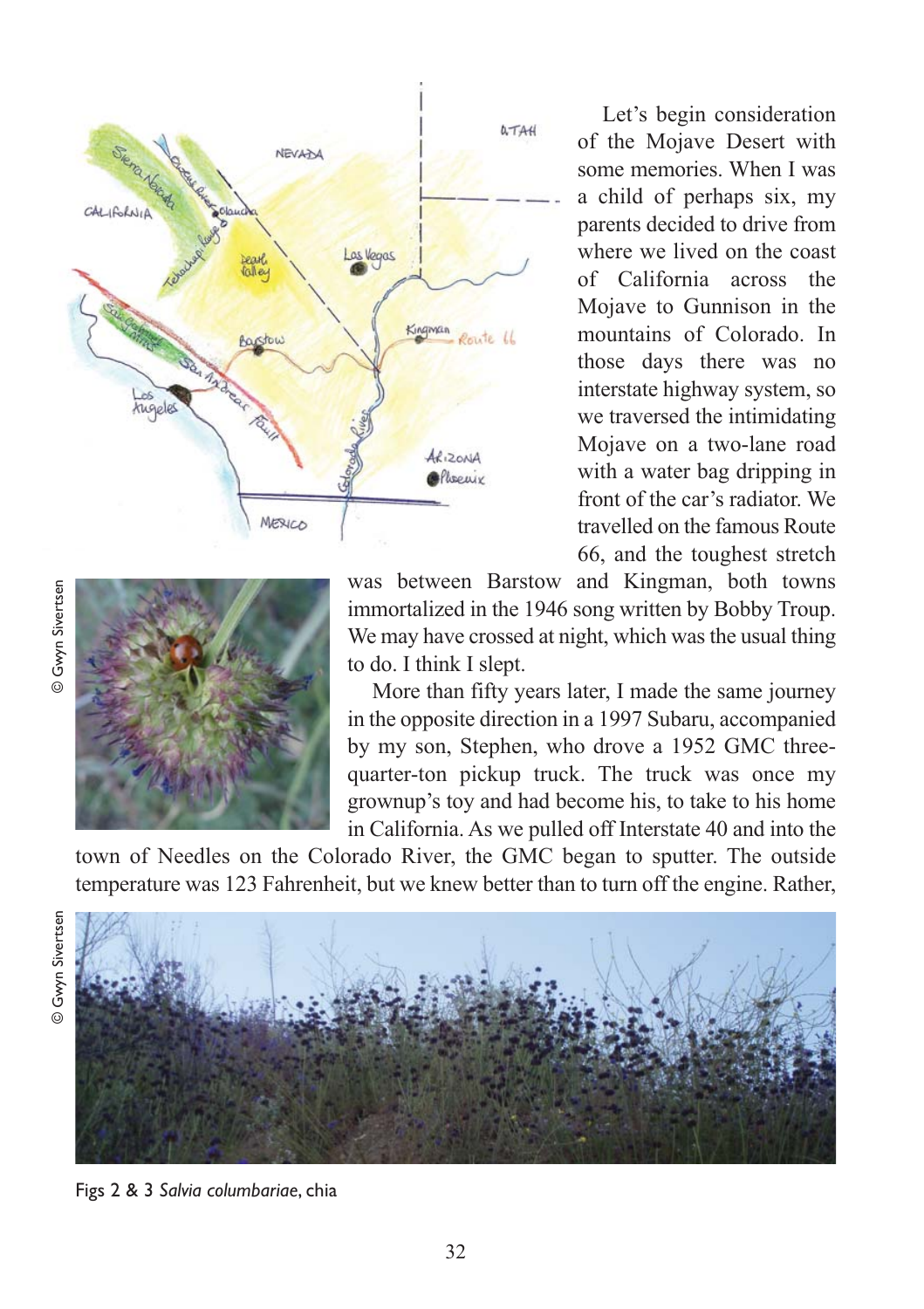Let's begin consideration of the Mojave Desert with some memories. When I was a child of perhaps six, my parents decided to drive from where we lived on the coast of California across the Mojave to Gunnison in the mountains of Colorado. In those days there was no interstate highway system, so we traversed the intimidating Mojave on a two-lane road with a water bag dripping in front of the car's radiator. We travelled on the famous Route 66, and the toughest stretch was between Barstow and Kingman, both towns immortalized in the 1946 song written by Bobby Troup. We may have crossed at night, which was the usual thing to do. I think I slept.

More than fifty years later, I made the same journey in the opposite direction in a 1997 Subaru, accompanied by my son, Stephen, who drove a 1952 GMC three-quarter-ton pickup truck. The truck was once my grownup's toy and had become his, to take to his home in California. As we pulled off Interstate 40 and into the town of Needles on the Colorado River, the GMC began to sputter. The outside temperature was 123 Fahrenheit, but we knew better than to turn off the engine. Rather,

© Gwyn Sivertsen

© Gwyn Sivertsen

Figs 2 & 3 *Salvia columbariae*, chia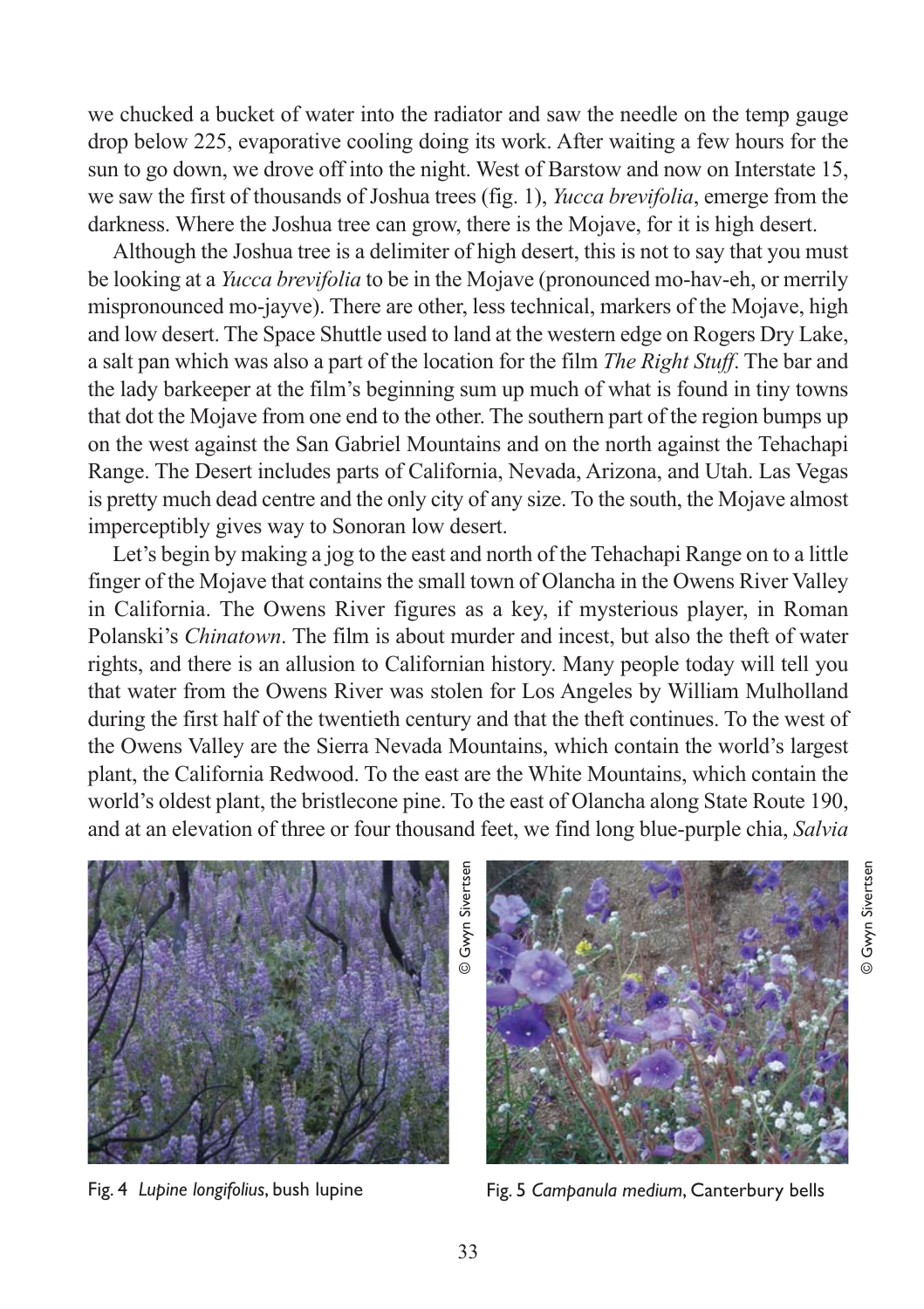we chucked a bucket of water into the radiator and saw the needle on the temp gauge drop below 225, evaporative cooling doing its work. After waiting a few hours for the sun to go down, we drove off into the night. West of Barstow and now on Interstate 15, we saw the first of thousands of Joshua trees (fig. 1), *Yucca brevifolia*, emerge from the darkness. Where the Joshua tree can grow, there is the Mojave, for it is high desert.

Although the Joshua tree is a delimiter of high desert, this is not to say that you must be looking at a *Yucca brevifolia* to be in the Mojave (pronounced mo-hav-eh, or merrily mispronounced mo-jayve). There are other, less technical, markers of the Mojave, high and low desert. The Space Shuttle used to land at the western edge on Rogers Dry Lake, a salt pan which was also a part of the location for the film *The Right Stuff*. The bar and the lady barkeeper at the film's beginning sum up much of what is found in tiny towns that dot the Mojave from one end to the other. The southern part of the region bumps up on the west against the San Gabriel Mountains and on the north against the Tehachapi Range. The Desert includes parts of California, Nevada, Arizona, and Utah. Las Vegas is pretty much dead centre and the only city of any size. To the south, the Mojave almost imperceptibly gives way to Sonoran low desert.

Let's begin by making a jog to the east and north of the Tehachapi Range on to a little finger of the Mojave that contains the small town of Olancha in the Owens River Valley in California. The Owens River figures as a key, if mysterious player, in Roman Polanski's *Chinatown*. The film is about murder and incest, but also the theft of water rights, and there is an allusion to Californian history. Many people today will tell you that water from the Owens River was stolen for Los Angeles by William Mulholland during the first half of the twentieth century and that the theft continues. To the west of the Owens Valley are the Sierra Nevada Mountains, which contain the world's largest plant, the California Redwood. To the east are the White Mountains, which contain the world's oldest plant, the bristlecone pine. To the east of Olancha along State Route 190, and at an elevation of three or four thousand feet, we find long blue-purple chia, *Salvia*

© Gwyn Sivertsen

Fig. 4 *Lupine longifolius*, bush lupine

© Gwyn Sivertsen

Fig. 5 *Campanula medium*, Canterbury bells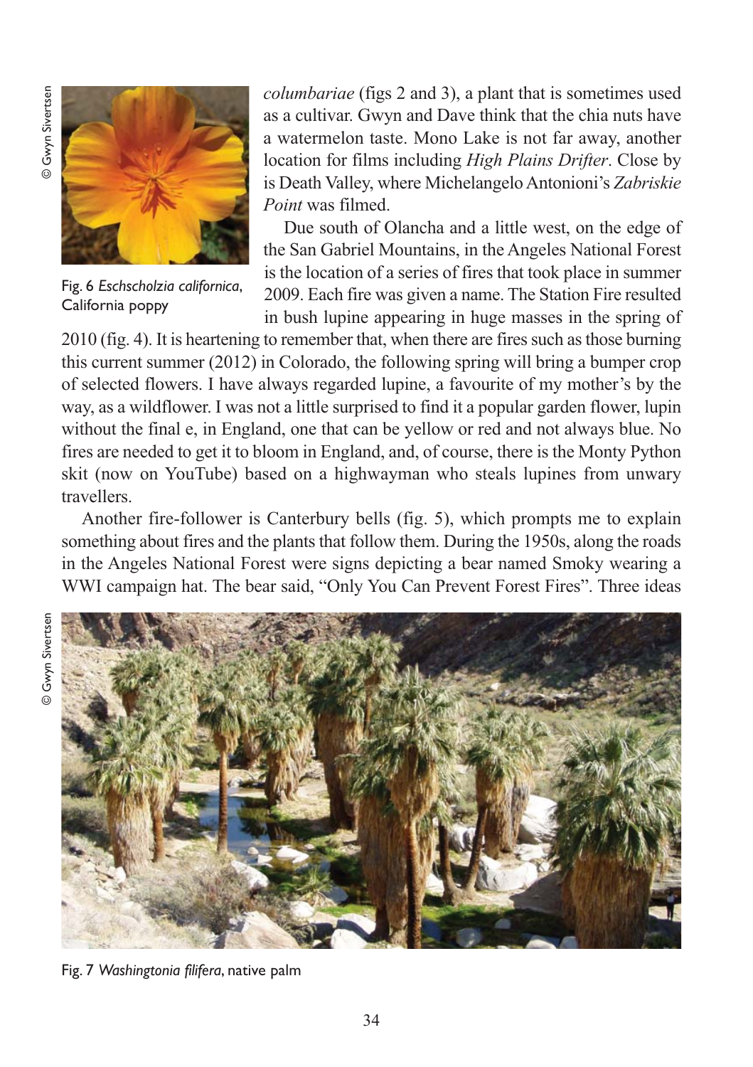*columbariae* (figs 2 and 3), a plant that is sometimes used as a cultivar. Gwyn and Dave think that the chia nuts have a watermelon taste. Mono Lake is not far away, another location for films including *High Plains Drifter*. Close by is Death Valley, where Michelangelo Antonioni's *Zabriskie Point* was filmed.

Due south of Olancha and a little west, on the edge of the San Gabriel Mountains, in the Angeles National Forest is the location of a series of fires that took place in summer 2009. Each fire was given a name. The Station Fire resulted in bush lupine appearing in huge masses in the spring of 2010 (fig. 4). It is heartening to remember that, when there are fires such as those burning this current summer (2012) in Colorado, the following spring will bring a bumper crop of selected flowers. I have always regarded lupine, a favourite of my mother's by the way, as a wildflower. I was not a little surprised to find it a popular garden flower, lupin without the final e, in England, one that can be yellow or red and not always blue. No fires are needed to get it to bloom in England, and, of course, there is the Monty Python skit (now on YouTube) based on a highwayman who steals lupines from unwary travellers.

Another fire-follower is Canterbury bells (fig. 5), which prompts me to explain something about fires and the plants that follow them. During the 1950s, along the roads in the Angeles National Forest were signs depicting a bear named Smoky wearing a WWI campaign hat. The bear said, "Only You Can Prevent Forest Fires". Three ideas

© Gwyn Sivertsen

Fig. 6 *Eschscholzia californica*, California poppy

© Gwyn Sivertsen

Fig. 7 *Washingtonia filifera*, native palm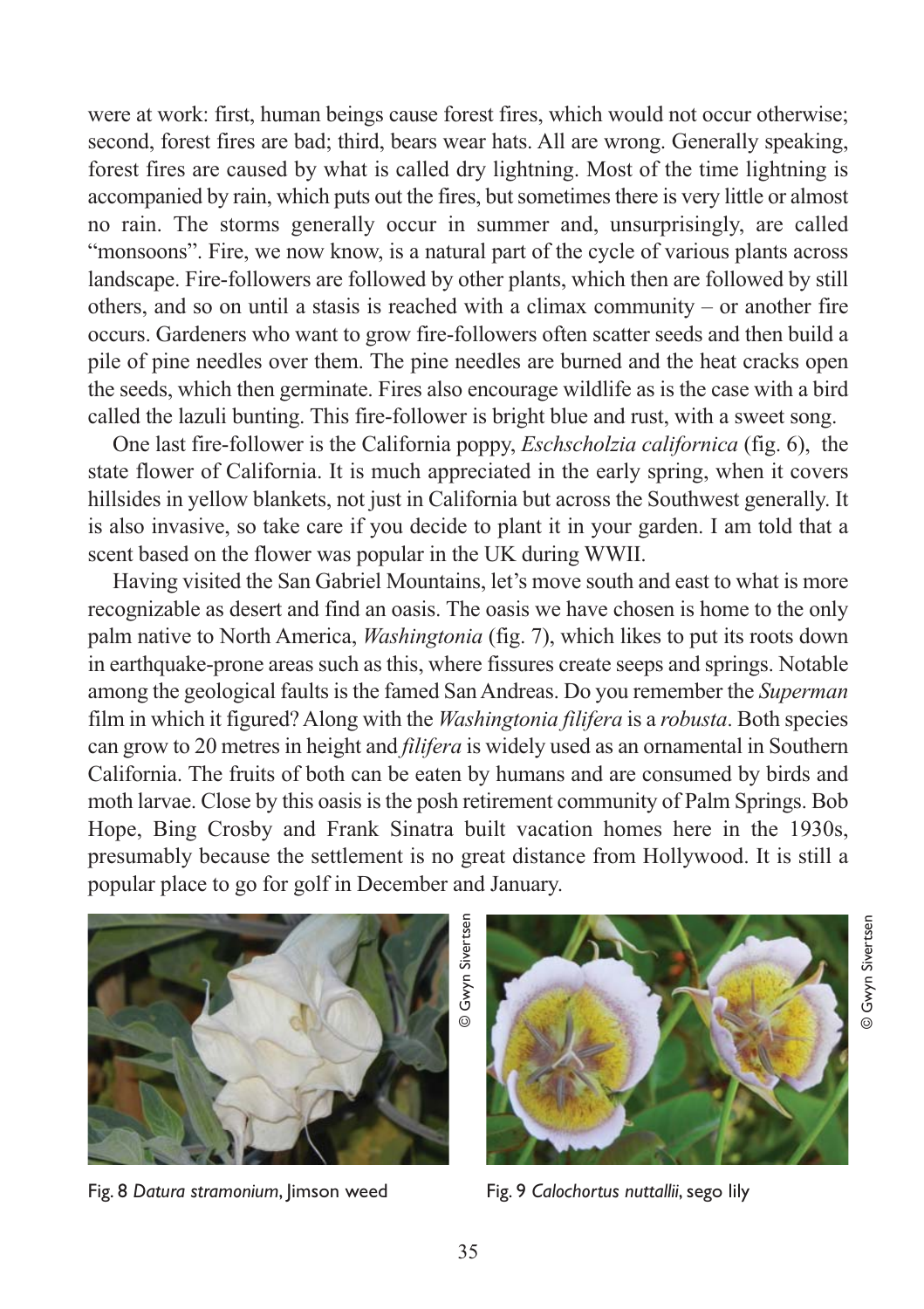were at work: first, human beings cause forest fires, which would not occur otherwise; second, forest fires are bad; third, bears wear hats. All are wrong. Generally speaking, forest fires are caused by what is called dry lightning. Most of the time lightning is accompanied by rain, which puts out the fires, but sometimes there is very little or almost no rain. The storms generally occur in summer and, unsurprisingly, are called "monsoons". Fire, we now know, is a natural part of the cycle of various plants across landscape. Fire-followers are followed by other plants, which then are followed by still others, and so on until a stasis is reached with a climax community – or another fire occurs. Gardeners who want to grow fire-followers often scatter seeds and then build a pile of pine needles over them. The pine needles are burned and the heat cracks open the seeds, which then germinate. Fires also encourage wildlife as is the case with a bird called the lazuli bunting. This fire-follower is bright blue and rust, with a sweet song.

One last fire-follower is the California poppy, *Eschscholzia californica* (fig. 6), the state flower of California. It is much appreciated in the early spring, when it covers hillsides in yellow blankets, not just in California but across the Southwest generally. It is also invasive, so take care if you decide to plant it in your garden. I am told that a scent based on the flower was popular in the UK during WWII.

Having visited the San Gabriel Mountains, let's move south and east to what is more recognizable as desert and find an oasis. The oasis we have chosen is home to the only palm native to North America, *Washingtonia* (fig. 7), which likes to put its roots down in earthquake-prone areas such as this, where fissures create seeps and springs. Notable among the geological faults is the famed San Andreas. Do you remember the *Superman* film in which it figured? Along with the *Washingtonia filifera* is a *robusta*. Both species can grow to 20 metres in height and *filifera* is widely used as an ornamental in Southern California. The fruits of both can be eaten by humans and are consumed by birds and moth larvae. Close by this oasis is the posh retirement community of Palm Springs. Bob Hope, Bing Crosby and Frank Sinatra built vacation homes here in the 1930s, presumably because the settlement is no great distance from Hollywood. It is still a popular place to go for golf in December and January.

© Gwyn Sivertsen

Fig. 8 *Datura stramonium*, Jimson weed

© Gwyn Sivertsen

Fig. 9 *Calochortus nuttallii*, sego lily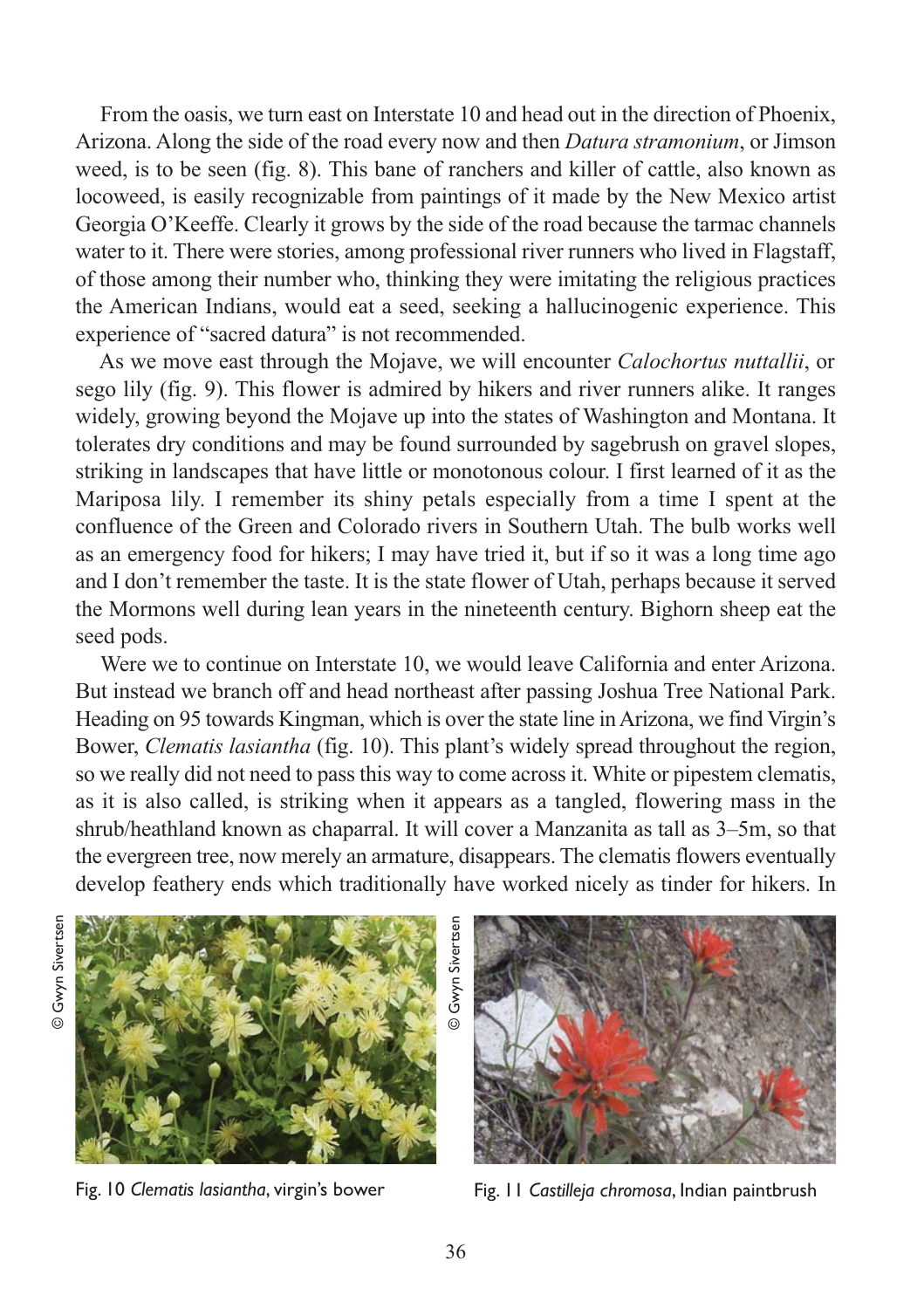From the oasis, we turn east on Interstate 10 and head out in the direction of Phoenix, Arizona. Along the side of the road every now and then *Datura stramonium*, or Jimson weed, is to be seen (fig. 8). This bane of ranchers and killer of cattle, also known as locoweed, is easily recognizable from paintings of it made by the New Mexico artist Georgia O'Keeffe. Clearly it grows by the side of the road because the tarmac channels water to it. There were stories, among professional river runners who lived in Flagstaff, of those among their number who, thinking they were imitating the religious practices the American Indians, would eat a seed, seeking a hallucinogenic experience. This experience of "sacred datura" is not recommended.

As we move east through the Mojave, we will encounter *Calochortus nuttallii*, or sego lily (fig. 9). This flower is admired by hikers and river runners alike. It ranges widely, growing beyond the Mojave up into the states of Washington and Montana. It tolerates dry conditions and may be found surrounded by sagebrush on gravel slopes, striking in landscapes that have little or monotonous colour. I first learned of it as the Mariposa lily. I remember its shiny petals especially from a time I spent at the confluence of the Green and Colorado rivers in Southern Utah. The bulb works well as an emergency food for hikers; I may have tried it, but if so it was a long time ago and I don't remember the taste. It is the state flower of Utah, perhaps because it served the Mormons well during lean years in the nineteenth century. Bighorn sheep eat the seed pods.

Were we to continue on Interstate 10, we would leave California and enter Arizona. But instead we branch off and head northeast after passing Joshua Tree National Park. Heading on 95 towards Kingman, which is over the state line in Arizona, we find Virgin's Bower, *Clematis lasiantha* (fig. 10). This plant's widely spread throughout the region, so we really did not need to pass this way to come across it. White or pipestem clematis, as it is also called, is striking when it appears as a tangled, flowering mass in the shrub/heathland known as chaparral. It will cover a Manzanita as tall as 3–5m, so that the evergreen tree, now merely an armature, disappears. The clematis flowers eventually develop feathery ends which traditionally have worked nicely as tinder for hikers. In

© Gwyn Sivertsen

Fig. 10 *Clematis lasiantha*, virgin's bower

© Gwyn Sivertsen

Fig. 11 *Castilleja chromosa*, Indian paintbrush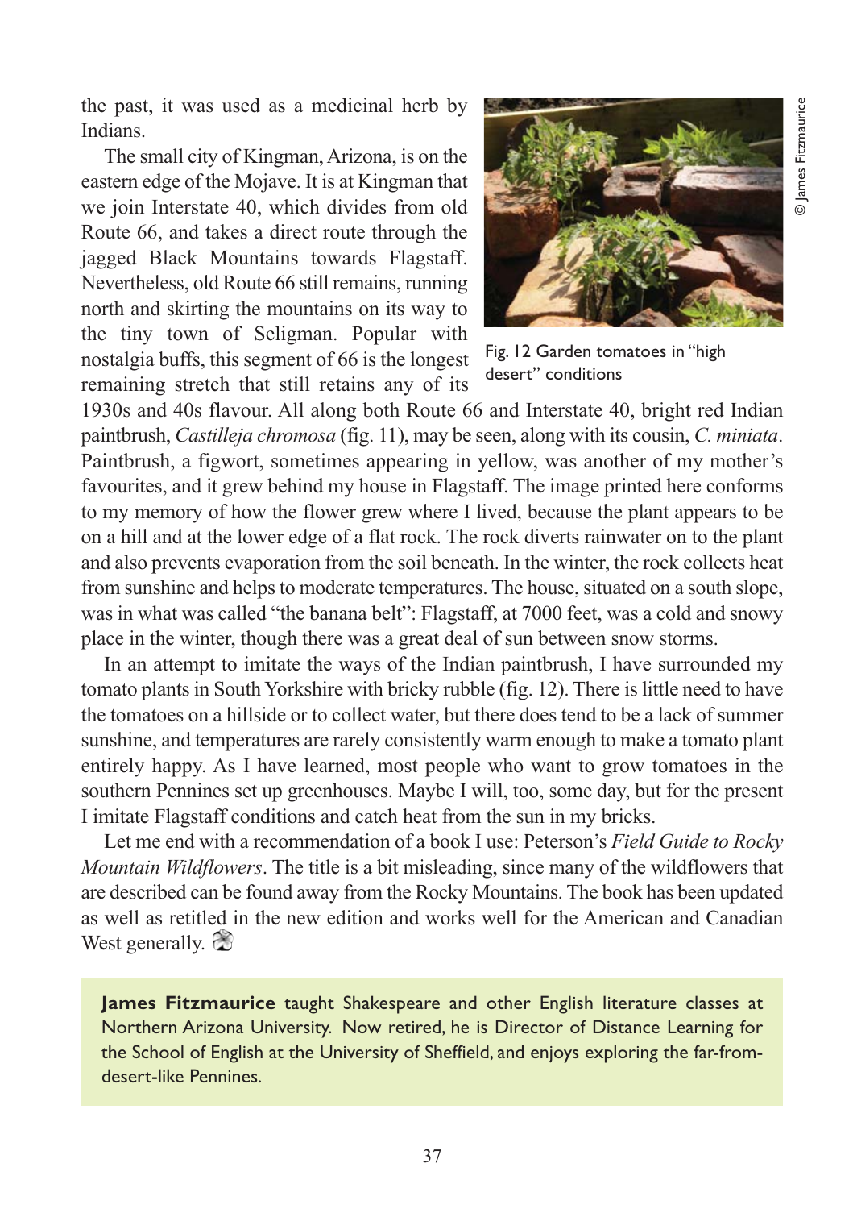the past, it was used as a medicinal herb by Indians.

The small city of Kingman, Arizona, is on the eastern edge of the Mojave. It is at Kingman that we join Interstate 40, which divides from old Route 66, and takes a direct route through the jagged Black Mountains towards Flagstaff. Nevertheless, old Route 66 still remains, running north and skirting the mountains on its way to the tiny town of Seligman. Popular with nostalgia buffs, this segment of 66 is the longest remaining stretch that still retains any of its 1930s and 40s flavour. All along both Route 66 and Interstate 40, bright red Indian paintbrush, *Castilleja chromosa* (fig. 11), may be seen, along with its cousin, *C. miniata*. Paintbrush, a figwort, sometimes appearing in yellow, was another of my mother's favourites, and it grew behind my house in Flagstaff. The image printed here conforms to my memory of how the flower grew where I lived, because the plant appears to be on a hill and at the lower edge of a flat rock. The rock diverts rainwater on to the plant and also prevents evaporation from the soil beneath. In the winter, the rock collects heat from sunshine and helps to moderate temperatures. The house, situated on a south slope, was in what was called "the banana belt": Flagstaff, at 7000 feet, was a cold and snowy place in the winter, though there was a great deal of sun between snow storms.

© James Fitzmaurice

Fig. 12 Garden tomatoes in "high desert" conditions

In an attempt to imitate the ways of the Indian paintbrush, I have surrounded my tomato plants in South Yorkshire with bricky rubble (fig. 12). There is little need to have the tomatoes on a hillside or to collect water, but there does tend to be a lack of summer sunshine, and temperatures are rarely consistently warm enough to make a tomato plant entirely happy. As I have learned, most people who want to grow tomatoes in the southern Pennines set up greenhouses. Maybe I will, too, some day, but for the present I imitate Flagstaff conditions and catch heat from the sun in my bricks.

Let me end with a recommendation of a book I use: Peterson's *Field Guide to Rocky Mountain Wildflowers*. The title is a bit misleading, since many of the wildflowers that are described can be found away from the Rocky Mountains. The book has been updated as well as retitled in the new edition and works well for the American and Canadian West generally.

**James Fitzmaurice** taught Shakespeare and other English literature classes at Northern Arizona University. Now retired, he is Director of Distance Learning for the School of English at the University of Sheffield, and enjoys exploring the far-from-desert-like Pennines.